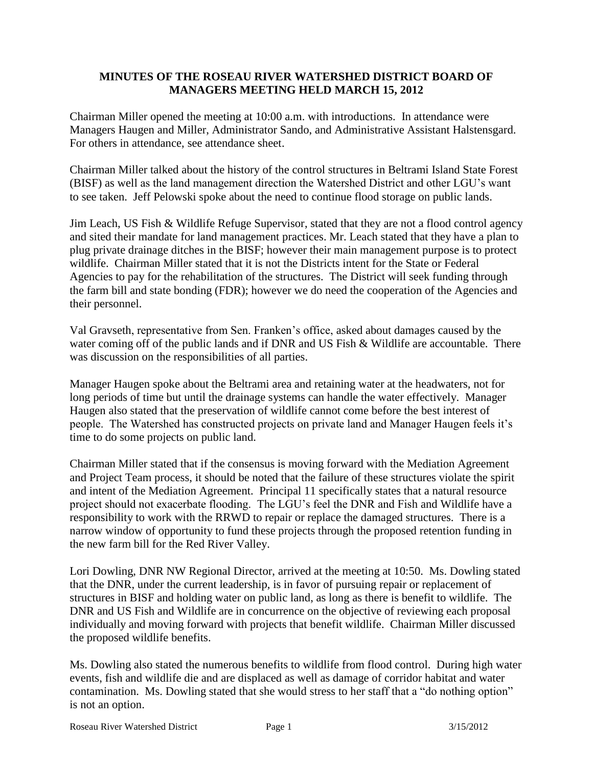# MINUTES OF THE ROSEAU RIVER WATERSHED DISTRICT BOARD OF MANAGERS MEETING HELD MARCH 15, 2012

Chairman Miller opened the meeting at 10:00 a.m. with introductions. In attendance were Managers Haugen and Miller, Administrator Sando, and Administrative Assistant Halstensgard. For others in attendance, see attendance sheet.

Chairman Miller talked about the history of the control structures in Beltrami Island State Forest (BISF) as well as the land management direction the Watershed District and other LGU's want to see taken. Jeff Pelowski spoke about the need to continue flood storage on public lands.

Jim Leach, US Fish & Wildlife Refuge Supervisor, stated that they are not a flood control agency and sited their mandate for land management practices. Mr. Leach stated that they have a plan to plug private drainage ditches in the BISF; however their main management purpose is to protect wildlife. Chairman Miller stated that it is not the Districts intent for the State or Federal Agencies to pay for the rehabilitation of the structures. The District will seek funding through the farm bill and state bonding (FDR); however we do need the cooperation of the Agencies and their personnel.

Val Gravseth, representative from Sen. Franken's office, asked about damages caused by the water coming off of the public lands and if DNR and US Fish & Wildlife are accountable. There was discussion on the responsibilities of all parties.

Manager Haugen spoke about the Beltrami area and retaining water at the headwaters, not for long periods of time but until the drainage systems can handle the water effectively. Manager Haugen also stated that the preservation of wildlife cannot come before the best interest of people. The Watershed has constructed projects on private land and Manager Haugen feels it's time to do some projects on public land.

Chairman Miller stated that if the consensus is moving forward with the Mediation Agreement and Project Team process, it should be noted that the failure of these structures violate the spirit and intent of the Mediation Agreement. Principal 11 specifically states that a natural resource project should not exacerbate flooding. The LGU's feel the DNR and Fish and Wildlife have a responsibility to work with the RRWD to repair or replace the damaged structures. There is a narrow window of opportunity to fund these projects through the proposed retention funding in the new farm bill for the Red River Valley.

Lori Dowling, DNR NW Regional Director, arrived at the meeting at 10:50. Ms. Dowling stated that the DNR, under the current leadership, is in favor of pursuing repair or replacement of structures in BISF and holding water on public land, as long as there is benefit to wildlife. The DNR and US Fish and Wildlife are in concurrence on the objective of reviewing each proposal individually and moving forward with projects that benefit wildlife. Chairman Miller discussed the proposed wildlife benefits.

Ms. Dowling also stated the numerous benefits to wildlife from flood control. During high water events, fish and wildlife die and are displaced as well as damage of corridor habitat and water contamination. Ms. Dowling stated that she would stress to her staff that a "do nothing option" is not an option.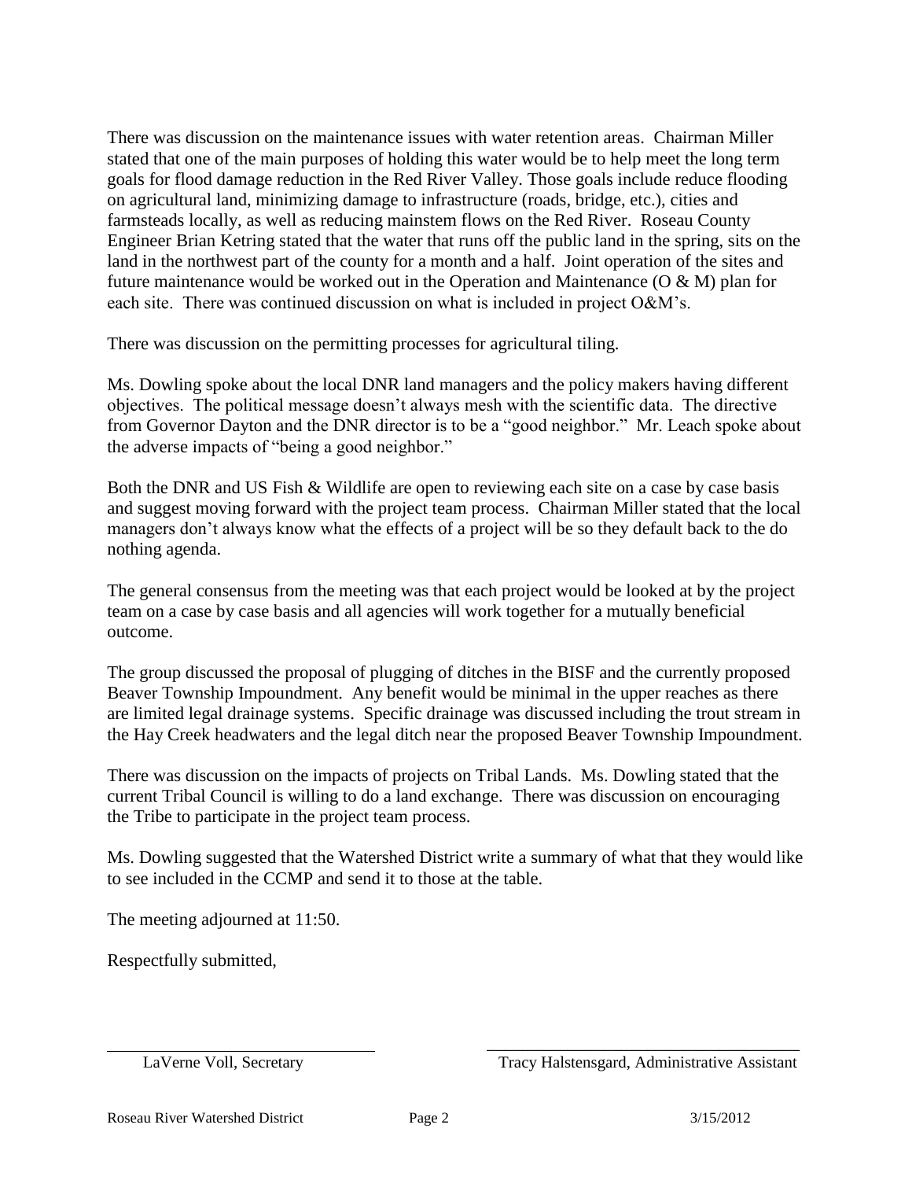There was discussion on the maintenance issues with water retention areas. Chairman Miller stated that one of the main purposes of holding this water would be to help meet the long term goals for flood damage reduction in the Red River Valley. Those goals include reduce flooding on agricultural land, minimizing damage to infrastructure (roads, bridge, etc.), cities and farmsteads locally, as well as reducing mainstem flows on the Red River. Roseau County Engineer Brian Ketring stated that the water that runs off the public land in the spring, sits on the land in the northwest part of the county for a month and a half. Joint operation of the sites and future maintenance would be worked out in the Operation and Maintenance (O & M) plan for each site. There was continued discussion on what is included in project O&M's.

There was discussion on the permitting processes for agricultural tiling.

Ms. Dowling spoke about the local DNR land managers and the policy makers having different objectives. The political message doesn't always mesh with the scientific data. The directive from Governor Dayton and the DNR director is to be a "good neighbor." Mr. Leach spoke about the adverse impacts of "being a good neighbor."

Both the DNR and US Fish & Wildlife are open to reviewing each site on a case by case basis and suggest moving forward with the project team process. Chairman Miller stated that the local managers don't always know what the effects of a project will be so they default back to the do nothing agenda.

The general consensus from the meeting was that each project would be looked at by the project team on a case by case basis and all agencies will work together for a mutually beneficial outcome.

The group discussed the proposal of plugging of ditches in the BISF and the currently proposed Beaver Township Impoundment. Any benefit would be minimal in the upper reaches as there are limited legal drainage systems. Specific drainage was discussed including the trout stream in the Hay Creek headwaters and the legal ditch near the proposed Beaver Township Impoundment.

There was discussion on the impacts of projects on Tribal Lands. Ms. Dowling stated that the current Tribal Council is willing to do a land exchange. There was discussion on encouraging the Tribe to participate in the project team process.

Ms. Dowling suggested that the Watershed District write a summary of what that they would like to see included in the CCMP and send it to those at the table.

The meeting adjourned at 11:50.

Respectfully submitted,

LaVerne Voll, Secretary

Tracy Halstensgard, Administrative Assistant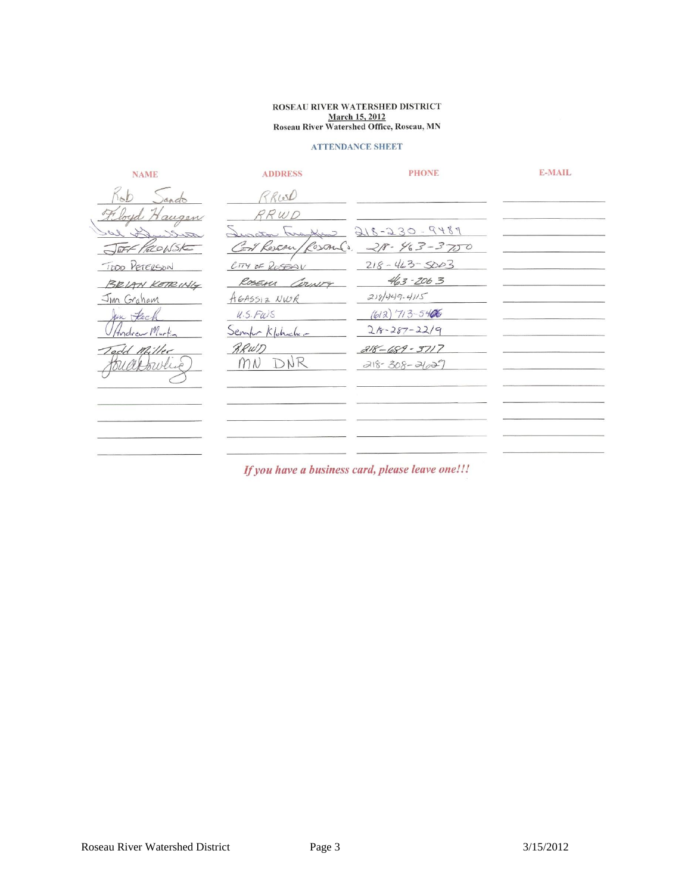**ROSEAU RIVER WATERSHED DISTRICT**
**March 15, 2012**
**Roseau River Watershed Office, Roseau, MN**

**ATTENDANCE SHEET**

| NAME | ADDRESS | PHONE | E-MAIL |
| --- | --- | --- | --- |
| Rob Sando | RRWD | | |
| Floyd Haugen | RRWD | | |
| Sue ... | Senator Franken | 218-230-9487 | |
| Jeff Pelowski | City Roseau / Roseau Co. | 218-463-3750 | |
| Todd Peterson | City of Roseau | 218-463-5003 | |
| Brian Ketring | Roseau County | 463-2063 | |
| Jim Graham | Agassiz NWR | 218/449-4115 | |
| Jim Frech | U.S. FWS | (612) 713-5406 | |
| Andrew Martin | Senator Klobuchar | 218-287-2219 | |
| Todd Miller | RRWD | 218-689-3717 | |
| ... Bowling | MN DNR | 218-308-2627 | |
| | | | |
| | | | |
| | | | |
| | | | |
| | | | |

***If you have a business card, please leave one!!!***